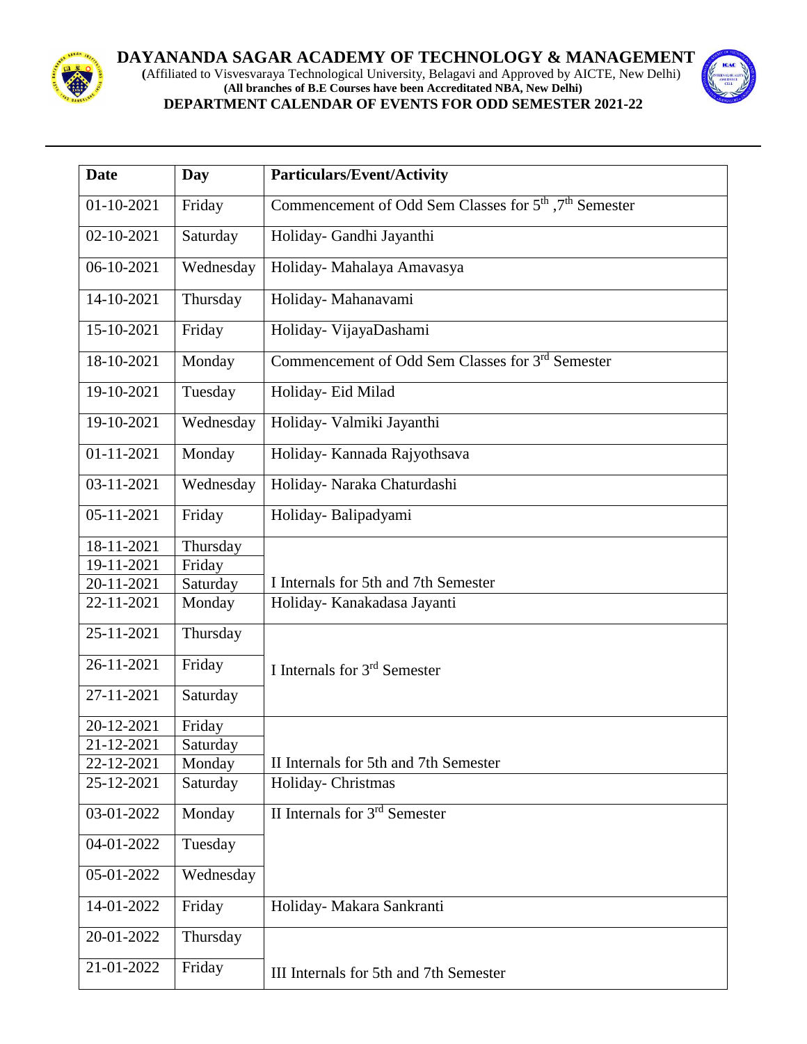# DAYANANDA SAGAR ACADEMY OF TECHNOLOGY & MANAGEMENT

(Affiliated to Visvesvaraya Technological University, Belagavi and Approved by AICTE, New Delhi)

**(All branches of B.E Courses have been Accreditated NBA, New Delhi)**

**DEPARTMENT CALENDAR OF EVENTS FOR ODD SEMESTER 2021-22**

| **Date** | **Day** | **Particulars/Event/Activity** |
|---|---|---|
| 01-10-2021 | Friday | Commencement of Odd Sem Classes for 5th ,7th Semester |
| 02-10-2021 | Saturday | Holiday- Gandhi Jayanthi |
| 06-10-2021 | Wednesday | Holiday- Mahalaya Amavasya |
| 14-10-2021 | Thursday | Holiday- Mahanavami |
| 15-10-2021 | Friday | Holiday- VijayaDashami |
| 18-10-2021 | Monday | Commencement of Odd Sem Classes for 3rd Semester |
| 19-10-2021 | Tuesday | Holiday- Eid Milad |
| 19-10-2021 | Wednesday | Holiday- Valmiki Jayanthi |
| 01-11-2021 | Monday | Holiday- Kannada Rajyothsava |
| 03-11-2021 | Wednesday | Holiday- Naraka Chaturdashi |
| 05-11-2021 | Friday | Holiday- Balipadyami |
| 18-11-2021 | Thursday | I Internals for 5th and 7th Semester |
| 19-11-2021 | Friday | |
| 20-11-2021 | Saturday | |
| 22-11-2021 | Monday | Holiday- Kanakadasa Jayanti |
| 25-11-2021 | Thursday | I Internals for 3rd Semester |
| 26-11-2021 | Friday | |
| 27-11-2021 | Saturday | |
| 20-12-2021 | Friday | II Internals for 5th and 7th Semester |
| 21-12-2021 | Saturday | |
| 22-12-2021 | Monday | |
| 25-12-2021 | Saturday | Holiday- Christmas |
| 03-01-2022 | Monday | II Internals for 3rd Semester |
| 04-01-2022 | Tuesday | |
| 05-01-2022 | Wednesday | |
| 14-01-2022 | Friday | Holiday- Makara Sankranti |
| 20-01-2022 | Thursday | III Internals for 5th and 7th Semester |
| 21-01-2022 | Friday | |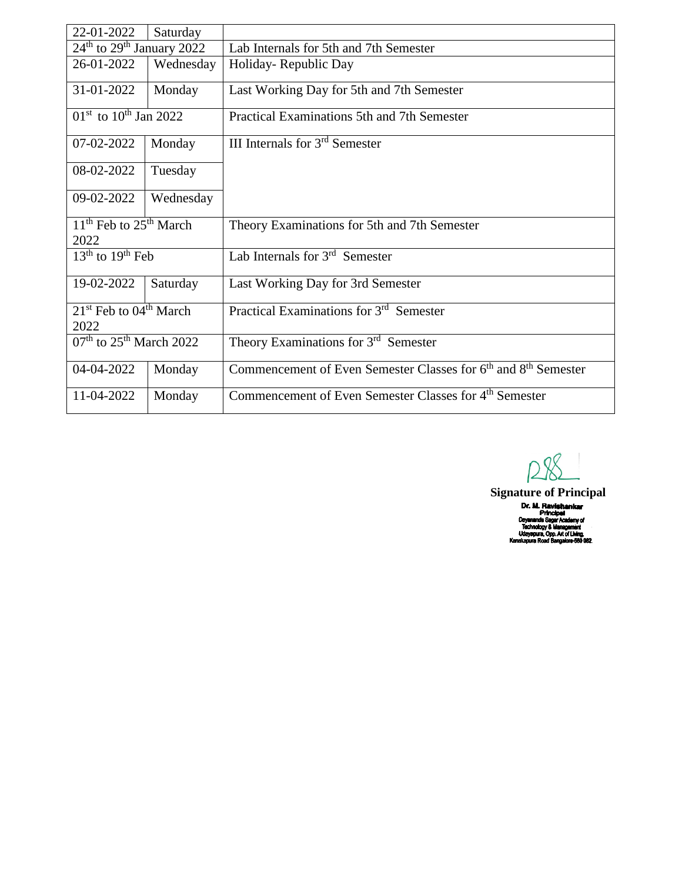| | | |
|---|---|---|
| 22-01-2022 | Saturday | |
| 24th to 29th January 2022 | | Lab Internals for 5th and 7th Semester |
| 26-01-2022 | Wednesday | Holiday- Republic Day |
| 31-01-2022 | Monday | Last Working Day for 5th and 7th Semester |
| 01st to 10th Jan 2022 | | Practical Examinations 5th and 7th Semester |
| 07-02-2022 | Monday | III Internals for 3rd Semester |
| 08-02-2022 | Tuesday | |
| 09-02-2022 | Wednesday | |
| 11th Feb to 25th March 2022 | | Theory Examinations for 5th and 7th Semester |
| 13th to 19th Feb | | Lab Internals for 3rd Semester |
| 19-02-2022 | Saturday | Last Working Day for 3rd Semester |
| 21st Feb to 04th March 2022 | | Practical Examinations for 3rd Semester |
| 07th to 25th March 2022 | | Theory Examinations for 3rd Semester |
| 04-04-2022 | Monday | Commencement of Even Semester Classes for 6th and 8th Semester |
| 11-04-2022 | Monday | Commencement of Even Semester Classes for 4th Semester |

**Signature of Principal**

Dr. M. Ravishankar
Principal
Dayananda Sagar Academy of Technology & Management
Udayapura, Opp. Art of Living,
Kanakapura Road Bangalore-560 082.